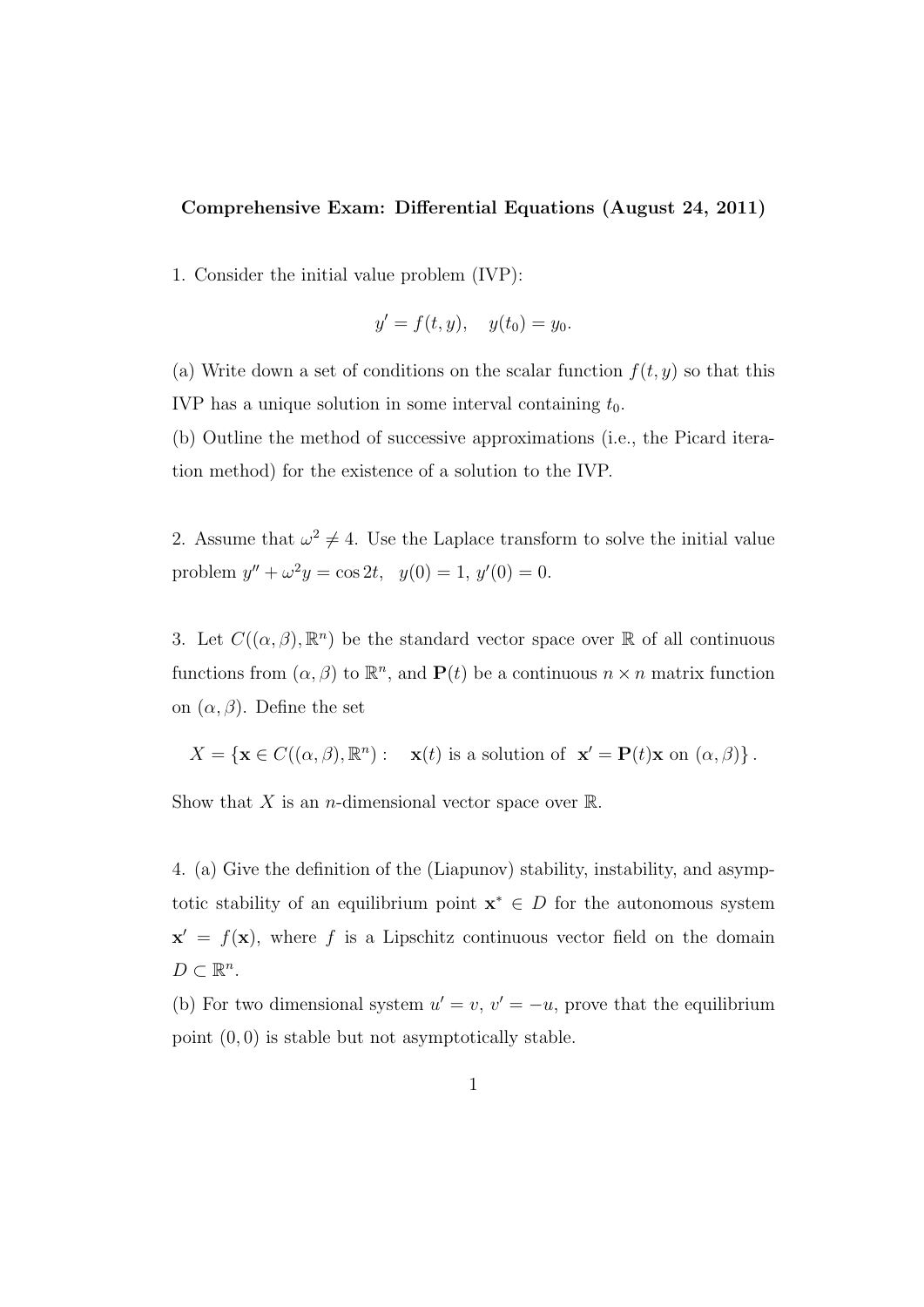**Comprehensive Exam: Differential Equations (August 24, 2011)**

1. Consider the initial value problem (IVP):

$$y' = f(t, y), \quad y(t_0) = y_0.$$

(a) Write down a set of conditions on the scalar function $f(t, y)$ so that this IVP has a unique solution in some interval containing $t_0$.

(b) Outline the method of successive approximations (i.e., the Picard iteration method) for the existence of a solution to the IVP.

2. Assume that $\omega^2 \neq 4$. Use the Laplace transform to solve the initial value problem $y'' + \omega^2 y = \cos 2t$, $y(0) = 1$, $y'(0) = 0$.

3. Let $C((\alpha, \beta), \mathbb{R}^n)$ be the standard vector space over $\mathbb{R}$ of all continuous functions from $(\alpha, \beta)$ to $\mathbb{R}^n$, and $\mathbf{P}(t)$ be a continuous $n \times n$ matrix function on $(\alpha, \beta)$. Define the set

$$X = \{\mathbf{x} \in C((\alpha, \beta), \mathbb{R}^n) : \quad \mathbf{x}(t) \text{ is a solution of } \mathbf{x}' = \mathbf{P}(t)\mathbf{x} \text{ on } (\alpha, \beta)\}.$$

Show that $X$ is an $n$-dimensional vector space over $\mathbb{R}$.

4. (a) Give the definition of the (Liapunov) stability, instability, and asymptotic stability of an equilibrium point $\mathbf{x}^* \in D$ for the autonomous system $\mathbf{x}' = f(\mathbf{x})$, where $f$ is a Lipschitz continuous vector field on the domain $D \subset \mathbb{R}^n$.

(b) For two dimensional system $u' = v$, $v' = -u$, prove that the equilibrium point $(0, 0)$ is stable but not asymptotically stable.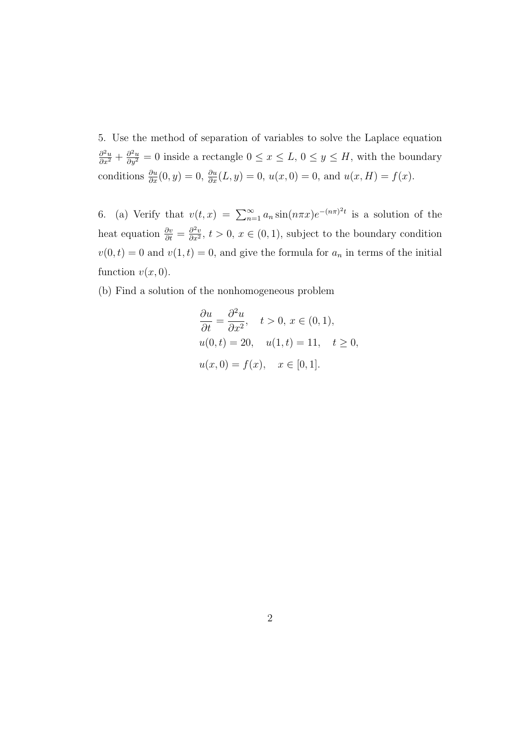5. Use the method of separation of variables to solve the Laplace equation $\frac{\partial^2 u}{\partial x^2} + \frac{\partial^2 u}{\partial y^2} = 0$ inside a rectangle $0 \le x \le L$, $0 \le y \le H$, with the boundary conditions $\frac{\partial u}{\partial x}(0, y) = 0$, $\frac{\partial u}{\partial x}(L, y) = 0$, $u(x, 0) = 0$, and $u(x, H) = f(x)$.

6. (a) Verify that $v(t, x) = \sum_{n=1}^{\infty} a_n \sin(n\pi x) e^{-(n\pi)^2 t}$ is a solution of the heat equation $\frac{\partial v}{\partial t} = \frac{\partial^2 v}{\partial x^2}$, $t > 0$, $x \in (0, 1)$, subject to the boundary condition $v(0, t) = 0$ and $v(1, t) = 0$, and give the formula for $a_n$ in terms of the initial function $v(x, 0)$.

(b) Find a solution of the nonhomogeneous problem

$$
\begin{aligned}
&\frac{\partial u}{\partial t} = \frac{\partial^2 u}{\partial x^2}, \quad t > 0,\ x \in (0, 1), \\
&u(0, t) = 20, \quad u(1, t) = 11, \quad t \ge 0, \\
&u(x, 0) = f(x), \quad x \in [0, 1].
\end{aligned}
$$